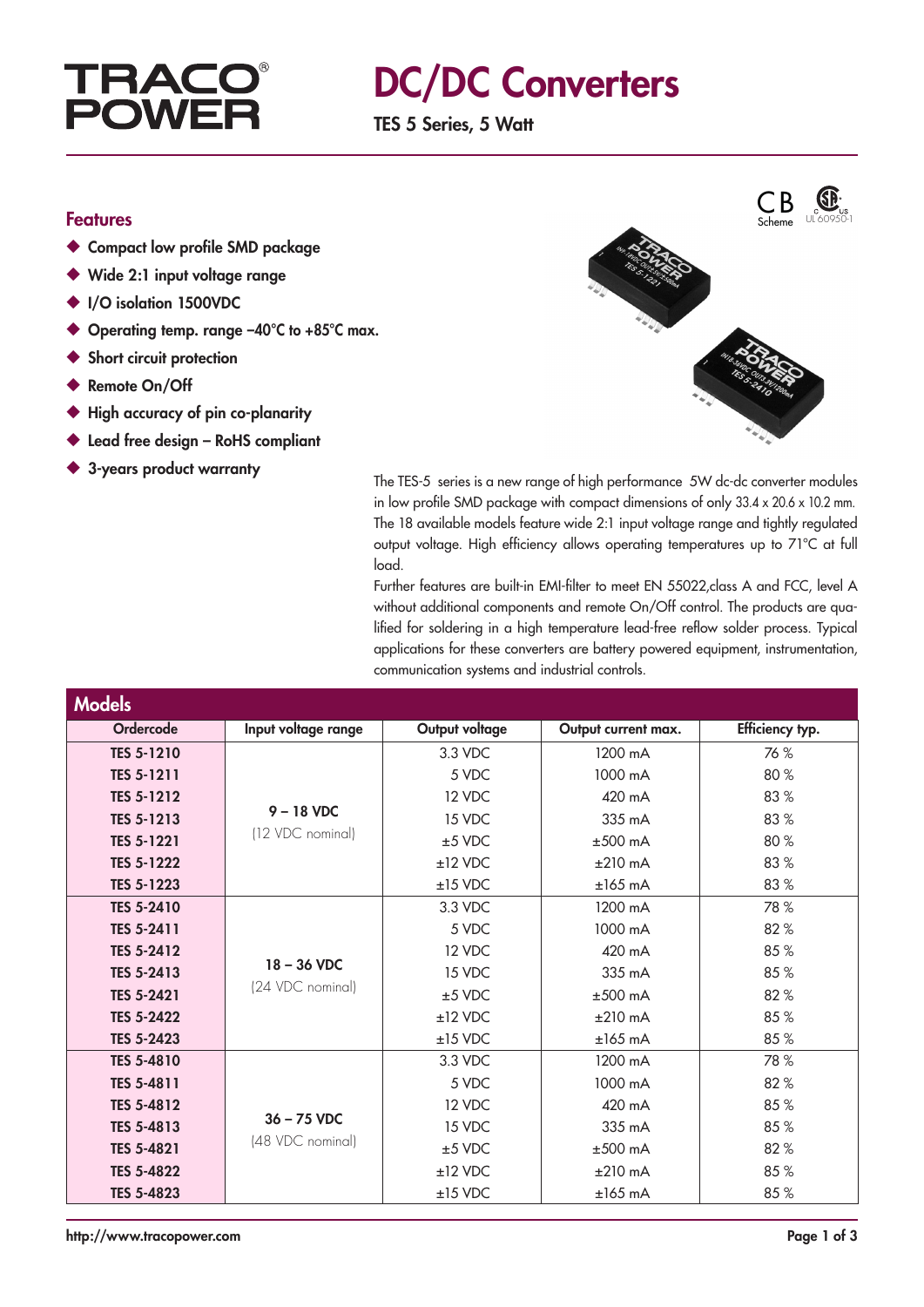# TRACO POWER

# DC/DC Converters

**TES 5 Series, 5 Watt**

CB Scheme UL 60950-1

## Features

- Compact low profile SMD package
- Wide 2:1 input voltage range
- I/O isolation 1500VDC
- Operating temp. range –40°C to +85°C max.
- Short circuit protection
- Remote On/Off
- High accuracy of pin co-planarity
- Lead free design – RoHS compliant
- 3-years product warranty

The TES-5 series is a new range of high performance 5W dc-dc converter modules in low profile SMD package with compact dimensions of only 33.4 x 20.6 x 10.2 mm. The 18 available models feature wide 2:1 input voltage range and tightly regulated output voltage. High efficiency allows operating temperatures up to 71°C at full load.

Further features are built-in EMI-filter to meet EN 55022,class A and FCC, level A without additional components and remote On/Off control. The products are qualified for soldering in a high temperature lead-free reflow solder process. Typical applications for these converters are battery powered equipment, instrumentation, communication systems and industrial controls.

## Models

| Ordercode | Input voltage range | Output voltage | Output current max. | Efficiency typ. |
|---|---|---|---|---|
| TES 5-1210 | 9 – 18 VDC (12 VDC nominal) | 3.3 VDC | 1200 mA | 76 % |
| TES 5-1211 | | 5 VDC | 1000 mA | 80 % |
| TES 5-1212 | | 12 VDC | 420 mA | 83 % |
| TES 5-1213 | | 15 VDC | 335 mA | 83 % |
| TES 5-1221 | | ±5 VDC | ±500 mA | 80 % |
| TES 5-1222 | | ±12 VDC | ±210 mA | 83 % |
| TES 5-1223 | | ±15 VDC | ±165 mA | 83 % |
| TES 5-2410 | 18 – 36 VDC (24 VDC nominal) | 3.3 VDC | 1200 mA | 78 % |
| TES 5-2411 | | 5 VDC | 1000 mA | 82 % |
| TES 5-2412 | | 12 VDC | 420 mA | 85 % |
| TES 5-2413 | | 15 VDC | 335 mA | 85 % |
| TES 5-2421 | | ±5 VDC | ±500 mA | 82 % |
| TES 5-2422 | | ±12 VDC | ±210 mA | 85 % |
| TES 5-2423 | | ±15 VDC | ±165 mA | 85 % |
| TES 5-4810 | 36 – 75 VDC (48 VDC nominal) | 3.3 VDC | 1200 mA | 78 % |
| TES 5-4811 | | 5 VDC | 1000 mA | 82 % |
| TES 5-4812 | | 12 VDC | 420 mA | 85 % |
| TES 5-4813 | | 15 VDC | 335 mA | 85 % |
| TES 5-4821 | | ±5 VDC | ±500 mA | 82 % |
| TES 5-4822 | | ±12 VDC | ±210 mA | 85 % |
| TES 5-4823 | | ±15 VDC | ±165 mA | 85 % |

http://www.tracopower.com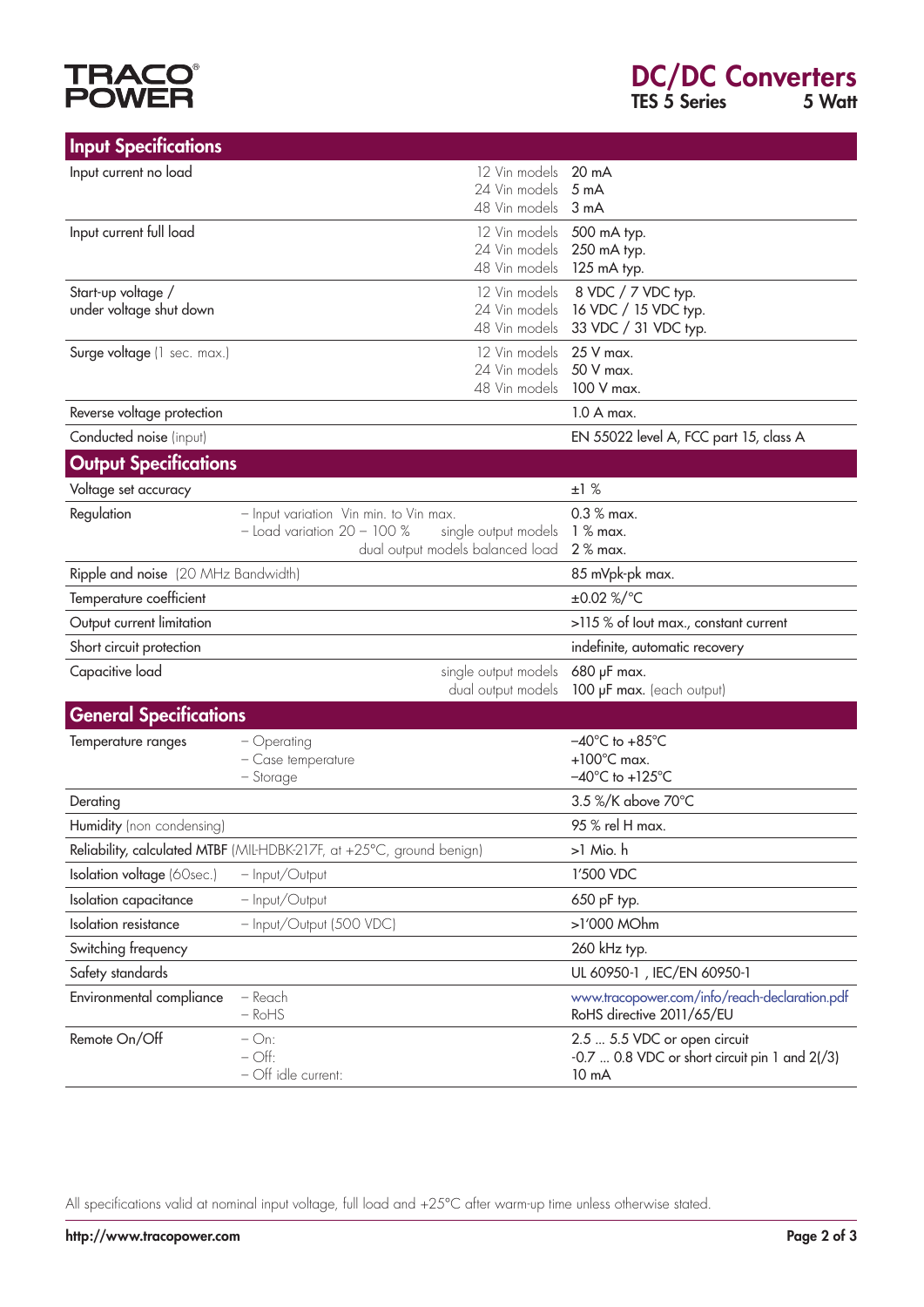# DC/DC Converters

**TES 5 Series** **5 Watt**

## Input Specifications

| Parameter | Condition | Value |
|---|---|---|
| Input current no load | 12 Vin models<br>24 Vin models<br>48 Vin models | 20 mA<br>5 mA<br>3 mA |
| Input current full load | 12 Vin models<br>24 Vin models<br>48 Vin models | 500 mA typ.<br>250 mA typ.<br>125 mA typ. |
| Start-up voltage / under voltage shut down | 12 Vin models<br>24 Vin models<br>48 Vin models | 8 VDC / 7 VDC typ.<br>16 VDC / 15 VDC typ.<br>33 VDC / 31 VDC typ. |
| Surge voltage (1 sec. max.) | 12 Vin models<br>24 Vin models<br>48 Vin models | 25 V max.<br>50 V max.<br>100 V max. |
| Reverse voltage protection | | 1.0 A max. |
| Conducted noise (input) | | EN 55022 level A, FCC part 15, class A |

## Output Specifications

| Parameter | Condition | Value |
|---|---|---|
| Voltage set accuracy | | ±1 % |
| Regulation | – Input variation Vin min. to Vin max.<br>– Load variation 20 – 100 % single output models<br>dual output models balanced load | 0.3 % max.<br>1 % max.<br>2 % max. |
| Ripple and noise (20 MHz Bandwidth) | | 85 mVpk-pk max. |
| Temperature coefficient | | ±0.02 %/°C |
| Output current limitation | | >115 % of Iout max., constant current |
| Short circuit protection | | indefinite, automatic recovery |
| Capacitive load | single output models<br>dual output models | 680 µF max.<br>100 µF max. (each output) |

## General Specifications

| Parameter | Condition | Value |
|---|---|---|
| Temperature ranges | – Operating<br>– Case temperature<br>– Storage | –40°C to +85°C<br>+100°C max.<br>–40°C to +125°C |
| Derating | | 3.5 %/K above 70°C |
| Humidity (non condensing) | | 95 % rel H max. |
| Reliability, calculated MTBF (MIL-HDBK-217F, at +25°C, ground benign) | | >1 Mio. h |
| Isolation voltage (60sec.) | – Input/Output | 1'500 VDC |
| Isolation capacitance | – Input/Output | 650 pF typ. |
| Isolation resistance | – Input/Output (500 VDC) | >1'000 MOhm |
| Switching frequency | | 260 kHz typ. |
| Safety standards | | UL 60950-1 , IEC/EN 60950-1 |
| Environmental compliance | – Reach<br>– RoHS | www.tracopower.com/info/reach-declaration.pdf<br>RoHS directive 2011/65/EU |
| Remote On/Off | – On:<br>– Off:<br>– Off idle current: | 2.5 ... 5.5 VDC or open circuit<br>-0.7 ... 0.8 VDC or short circuit pin 1 and 2(/3)<br>10 mA |

All specifications valid at nominal input voltage, full load and +25°C after warm-up time unless otherwise stated.

http://www.tracopower.com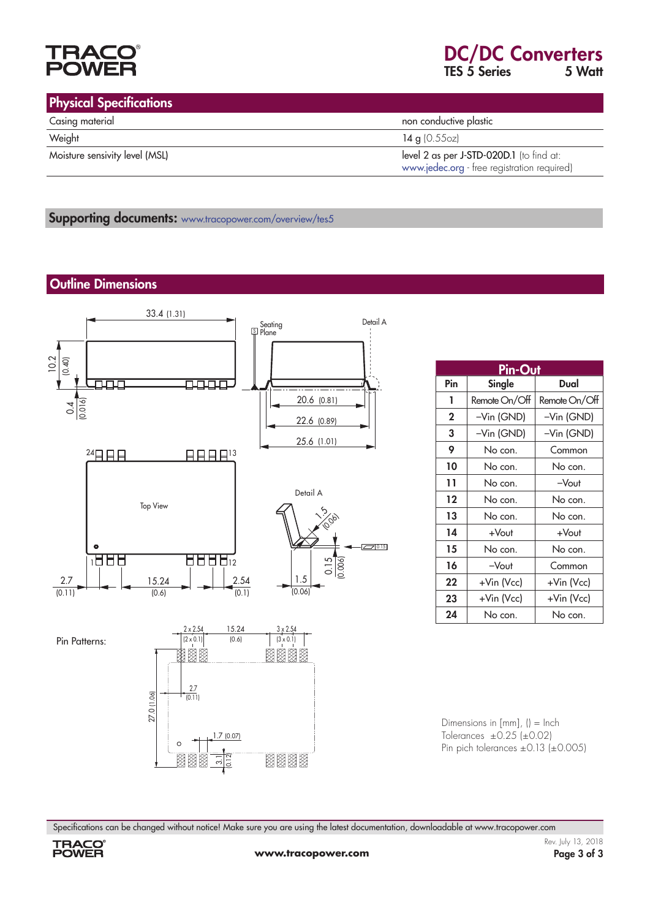## Physical Specifications

| | |
|---|---|
| Casing material | non conductive plastic |
| Weight | 14 g (0.55oz) |
| Moisture sensivity level (MSL) | level 2 as per J-STD-020D.1 (to find at: www.jedec.org - free registration required) |

## Supporting documents: www.tracopower.com/overview/tes5

## Outline Dimensions

33.4 (1.31)
10.2 (0.40)
0.4 (0.016)
Seating Plane
Detail A
20.6 (0.81)
22.6 (0.89)
25.6 (1.01)
24
13
Top View
1
12
2.7 (0.11)
15.24 (0.6)
2.54 (0.1)
Detail A
1.5 (0.06)
0.15 (0.006)
0.15
1.5 (0.06)

Pin Patterns:

2 x 2.54 (2 x 0.1)
15.24 (0.6)
3 x 2.54 (3 x 0.1)
27.0 (1.06)
2.7 (0.11)
1.7 (0.07)
3.1 (0.12)

| Pin | Single | Dual |
|---|---|---|
| 1 | Remote On/Off | Remote On/Off |
| 2 | –Vin (GND) | –Vin (GND) |
| 3 | –Vin (GND) | –Vin (GND) |
| 9 | No con. | Common |
| 10 | No con. | No con. |
| 11 | No con. | –Vout |
| 12 | No con. | No con. |
| 13 | No con. | No con. |
| 14 | +Vout | +Vout |
| 15 | No con. | No con. |
| 16 | –Vout | Common |
| 22 | +Vin (Vcc) | +Vin (Vcc) |
| 23 | +Vin (Vcc) | +Vin (Vcc) |
| 24 | No con. | No con. |

Dimensions in [mm], () = Inch
Tolerances ±0.25 (±0.02)
Pin pich tolerances ±0.13 (±0.005)

Specifications can be changed without notice! Make sure you are using the latest documentation, downloadable at www.tracopower.com

Rev. July 13, 2018